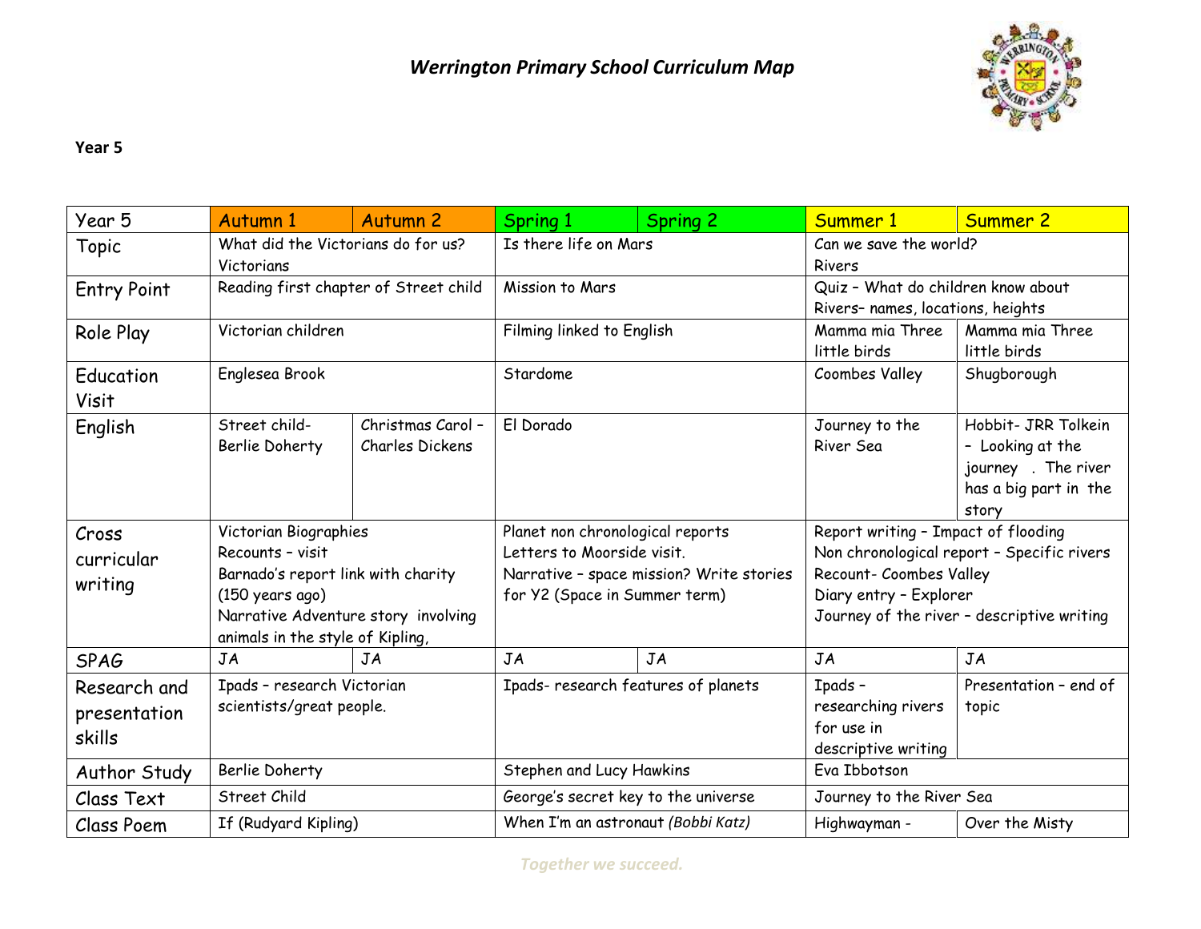# *Werrington Primary School Curriculum Map*

**Year 5**

| Year 5 | Autumn 1 | Autumn 2 | Spring 1 | Spring 2 | Summer 1 | Summer 2 |
|---|---|---|---|---|---|---|
| Topic | What did the Victorians do for us? Victorians | | Is there life on Mars | | Can we save the world? Rivers | |
| Entry Point | Reading first chapter of Street child | | Mission to Mars | | Quiz – What do children know about Rivers– names, locations, heights | |
| Role Play | Victorian children | | Filming linked to English | | Mamma mia Three little birds | Mamma mia Three little birds |
| Education Visit | Englesea Brook | | Stardome | | Coombes Valley | Shugborough |
| English | Street child- Berlie Doherty | Christmas Carol – Charles Dickens | El Dorado | | Journey to the River Sea | Hobbit- JRR Tolkein – Looking at the journey . The river has a big part in the story |
| Cross curricular writing | Victorian Biographies<br>Recounts – visit<br>Barnado's report link with charity (150 years ago)<br>Narrative Adventure story involving animals in the style of Kipling, | | Planet non chronological reports<br>Letters to Moorside visit.<br>Narrative – space mission? Write stories for Y2 (Space in Summer term) | | Report writing – Impact of flooding<br>Non chronological report – Specific rivers<br>Recount- Coombes Valley<br>Diary entry – Explorer<br>Journey of the river – descriptive writing | |
| SPAG | JA | JA | JA | JA | JA | JA |
| Research and presentation skills | Ipads – research Victorian scientists/great people. | | Ipads- research features of planets | | Ipads – researching rivers for use in descriptive writing | Presentation – end of topic |
| Author Study | Berlie Doherty | | Stephen and Lucy Hawkins | | Eva Ibbotson | |
| Class Text | Street Child | | George's secret key to the universe | | Journey to the River Sea | |
| Class Poem | If (Rudyard Kipling) | | When I'm an astronaut *(Bobbi Katz)* | | Highwayman - | Over the Misty |

*Together we succeed.*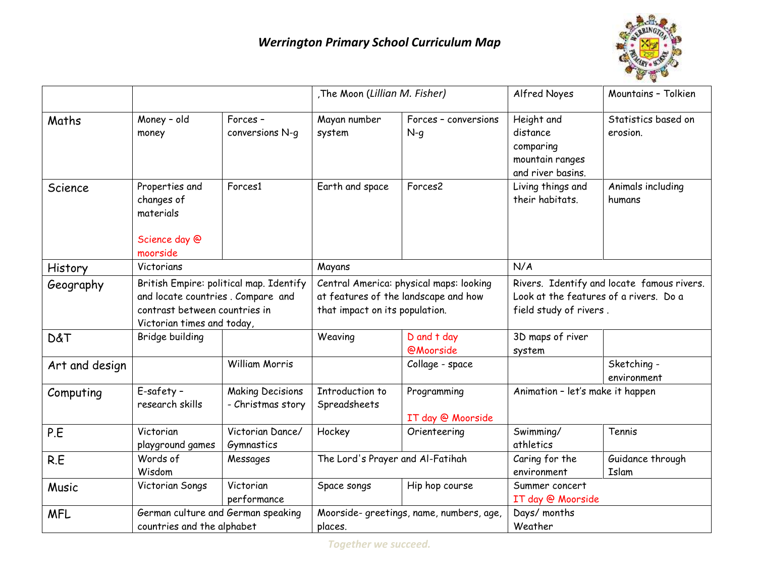# *Werrington Primary School Curriculum Map*

| | | | | | | |
|---|---|---|---|---|---|---|
| | | | ,The Moon (*Lillian M. Fisher*) | | Alfred Noyes | Mountains – Tolkien |
| Maths | Money – old money | Forces – conversions N-g | Mayan number system | Forces – conversions N-g | Height and distance comparing mountain ranges and river basins. | Statistics based on erosion. |
| Science | Properties and changes of materials<br><br>Science day @ moorside | Forces1 | Earth and space | Forces2 | Living things and their habitats. | Animals including humans |
| History | Victorians | | Mayans | | N/A | |
| Geography | British Empire: political map. Identify and locate countries . Compare and contrast between countries in Victorian times and today, | | Central America: physical maps: looking at features of the landscape and how that impact on its population. | | Rivers. Identify and locate famous rivers. Look at the features of a rivers. Do a field study of rivers . | |
| D&T | Bridge building | | Weaving | D and t day @Moorside | 3D maps of river system | |
| Art and design | | William Morris | | Collage - space | | Sketching - environment |
| Computing | E-safety – research skills | Making Decisions - Christmas story | Introduction to Spreadsheets | Programming<br><br>IT day @ Moorside | Animation – let's make it happen | |
| P.E | Victorian playground games | Victorian Dance/ Gymnastics | Hockey | Orienteering | Swimming/ athletics | Tennis |
| R.E | Words of Wisdom | Messages | The Lord's Prayer and Al-Fatihah | | Caring for the environment | Guidance through Islam |
| Music | Victorian Songs | Victorian performance | Space songs | Hip hop course | Summer concert<br>IT day @ Moorside | |
| MFL | German culture and German speaking countries and the alphabet | | Moorside- greetings, name, numbers, age, places. | | Days/ months<br>Weather | |

*Together we succeed.*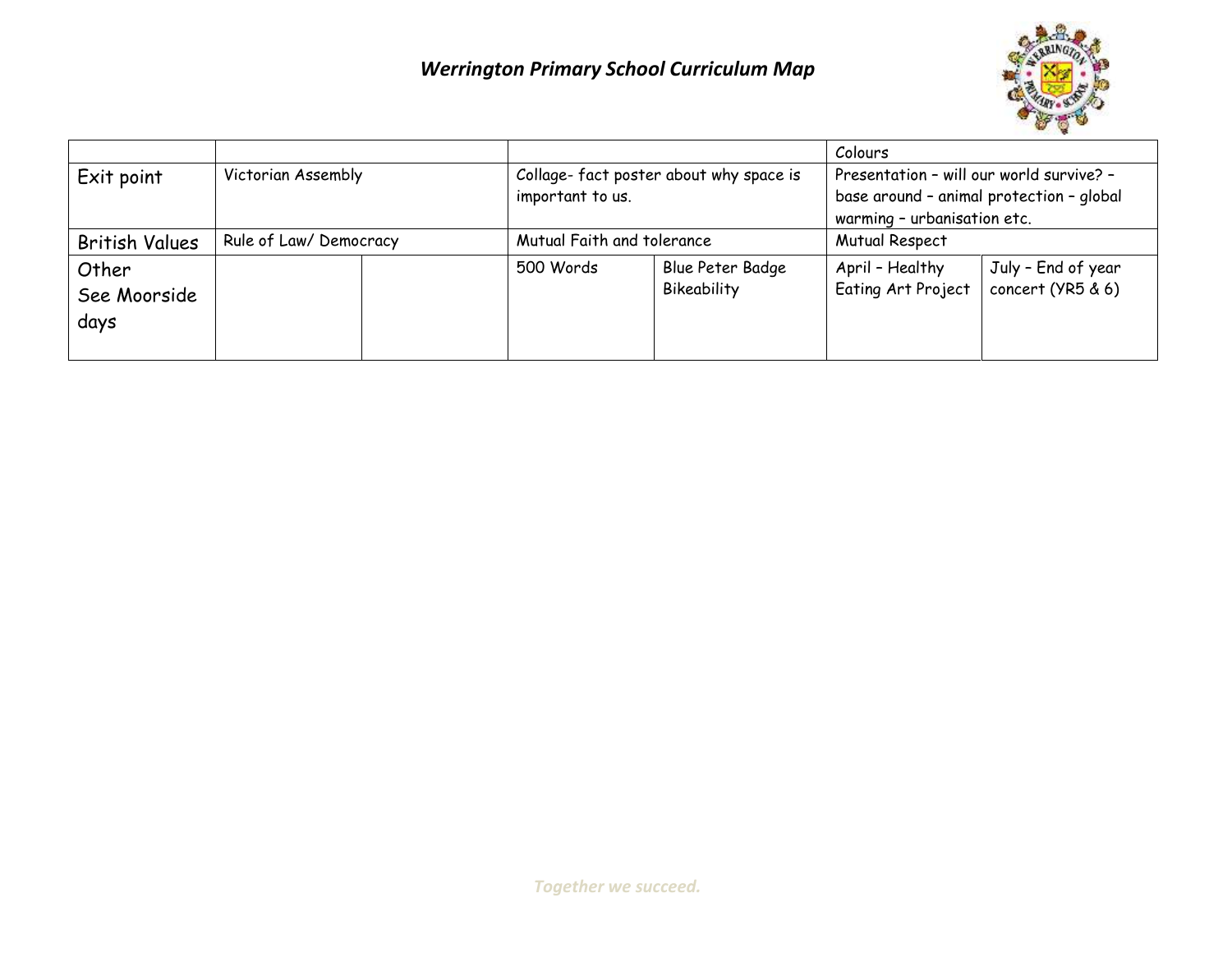*Werrington Primary School Curriculum Map*

| | | | | | | |
|---|---|---|---|---|---|---|
| | | | | | Colours | |
| Exit point | Victorian Assembly | | Collage- fact poster about why space is important to us. | | Presentation – will our world survive? – base around – animal protection – global warming – urbanisation etc. | |
| British Values | Rule of Law/ Democracy | | Mutual Faith and tolerance | | Mutual Respect | |
| Other See Moorside days | | | 500 Words | Blue Peter Badge Bikeability | April – Healthy Eating Art Project | July – End of year concert (YR5 & 6) |

*Together we succeed.*